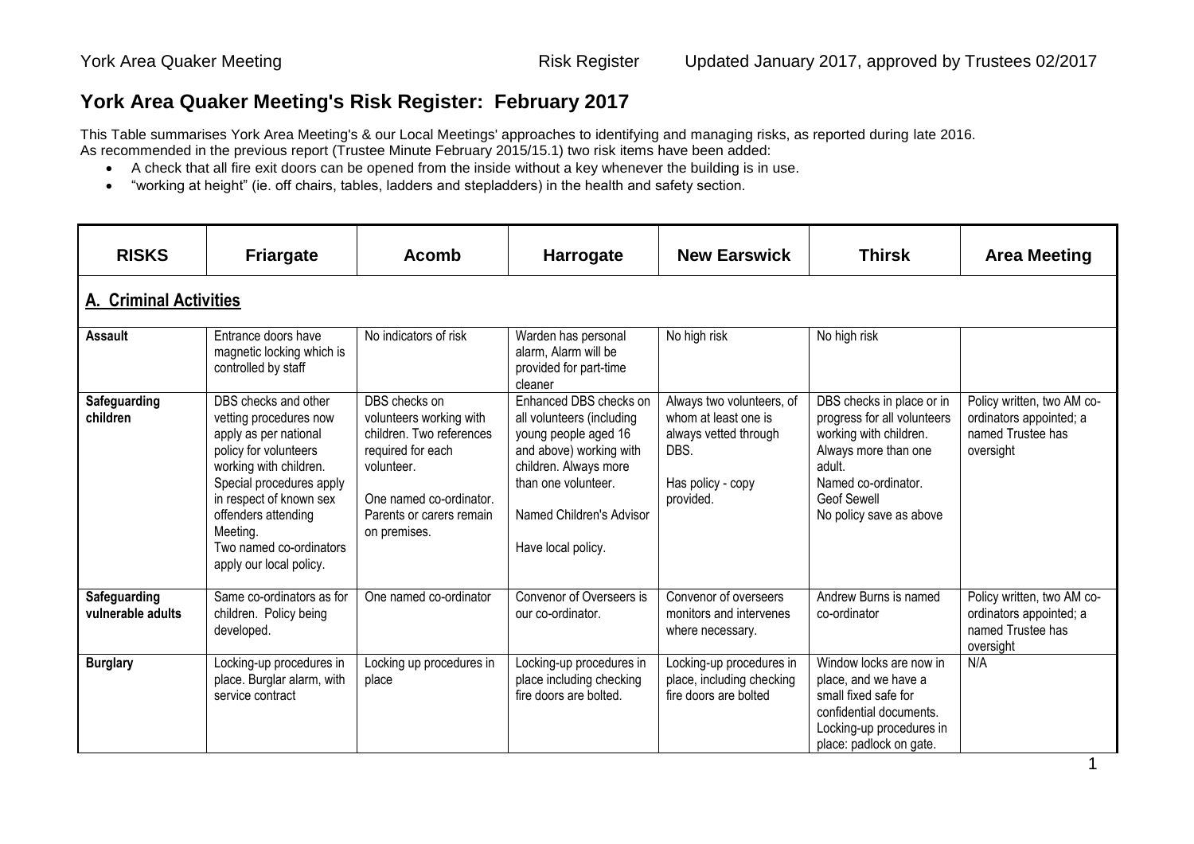# York Area Quaker Meeting's Risk Register: February 2017

This Table summarises York Area Meeting's & our Local Meetings' approaches to identifying and managing risks, as reported during late 2016.
As recommended in the previous report (Trustee Minute February 2015/15.1) two risk items have been added:

- A check that all fire exit doors can be opened from the inside without a key whenever the building is in use.
- "working at height" (ie. off chairs, tables, ladders and stepladders) in the health and safety section.

| RISKS | Friargate | Acomb | Harrogate | New Earswick | Thirsk | Area Meeting |
|---|---|---|---|---|---|---|
| **A. Criminal Activities** | | | | | | |
| **Assault** | Entrance doors have magnetic locking which is controlled by staff | No indicators of risk | Warden has personal alarm, Alarm will be provided for part-time cleaner | No high risk | No high risk | |
| **Safeguarding children** | DBS checks and other vetting procedures now apply as per national policy for volunteers working with children. Special procedures apply in respect of known sex offenders attending Meeting. Two named co-ordinators apply our local policy. | DBS checks on volunteers working with children. Two references required for each volunteer. One named co-ordinator. Parents or carers remain on premises. | Enhanced DBS checks on all volunteers (including young people aged 16 and above) working with children. Always more than one volunteer. Named Children's Advisor. Have local policy. | Always two volunteers, of whom at least one is always vetted through DBS. Has policy - copy provided. | DBS checks in place or in progress for all volunteers working with children. Always more than one adult. Named co-ordinator. Geof Sewell. No policy save as above | Policy written, two AM co-ordinators appointed; a named Trustee has oversight |
| **Safeguarding vulnerable adults** | Same co-ordinators as for children. Policy being developed. | One named co-ordinator | Convenor of Overseers is our co-ordinator. | Convenor of overseers monitors and intervenes where necessary. | Andrew Burns is named co-ordinator | Policy written, two AM co-ordinators appointed; a named Trustee has oversight |
| **Burglary** | Locking-up procedures in place. Burglar alarm, with service contract | Locking up procedures in place | Locking-up procedures in place including checking fire doors are bolted. | Locking-up procedures in place, including checking fire doors are bolted | Window locks are now in place, and we have a small fixed safe for confidential documents. Locking-up procedures in place: padlock on gate. | N/A |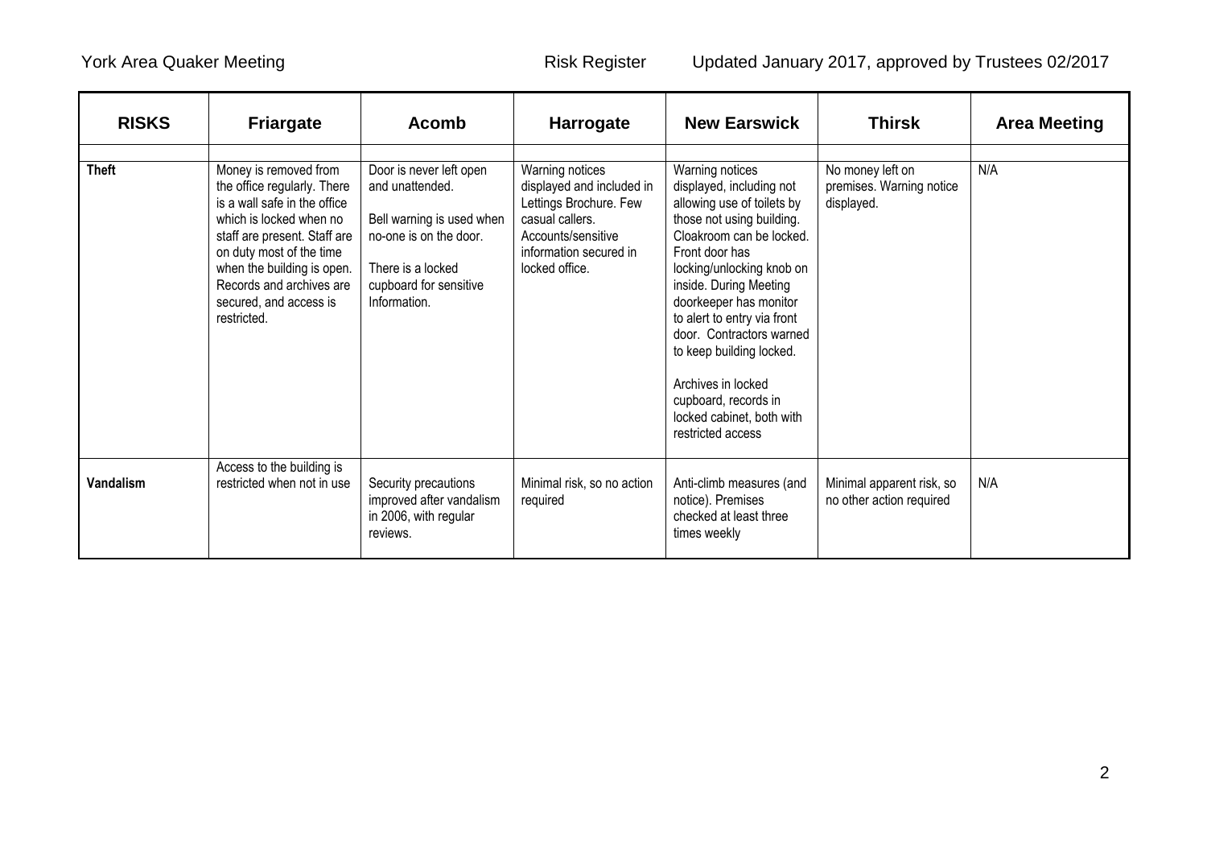| RISKS | Friargate | Acomb | Harrogate | New Earswick | Thirsk | Area Meeting |
|---|---|---|---|---|---|---|
| **Theft** | Money is removed from the office regularly. There is a wall safe in the office which is locked when no staff are present. Staff are on duty most of the time when the building is open. Records and archives are secured, and access is restricted. | Door is never left open and unattended.<br><br>Bell warning is used when no-one is on the door.<br><br>There is a locked cupboard for sensitive Information. | Warning notices displayed and included in Lettings Brochure. Few casual callers. Accounts/sensitive information secured in locked office. | Warning notices displayed, including not allowing use of toilets by those not using building. Cloakroom can be locked. Front door has locking/unlocking knob on inside. During Meeting doorkeeper has monitor to alert to entry via front door. Contractors warned to keep building locked.<br><br>Archives in locked cupboard, records in locked cabinet, both with restricted access | No money left on premises. Warning notice displayed. | N/A |
| **Vandalism** | Access to the building is restricted when not in use | Security precautions improved after vandalism in 2006, with regular reviews. | Minimal risk, so no action required | Anti-climb measures (and notice). Premises checked at least three times weekly | Minimal apparent risk, so no other action required | N/A |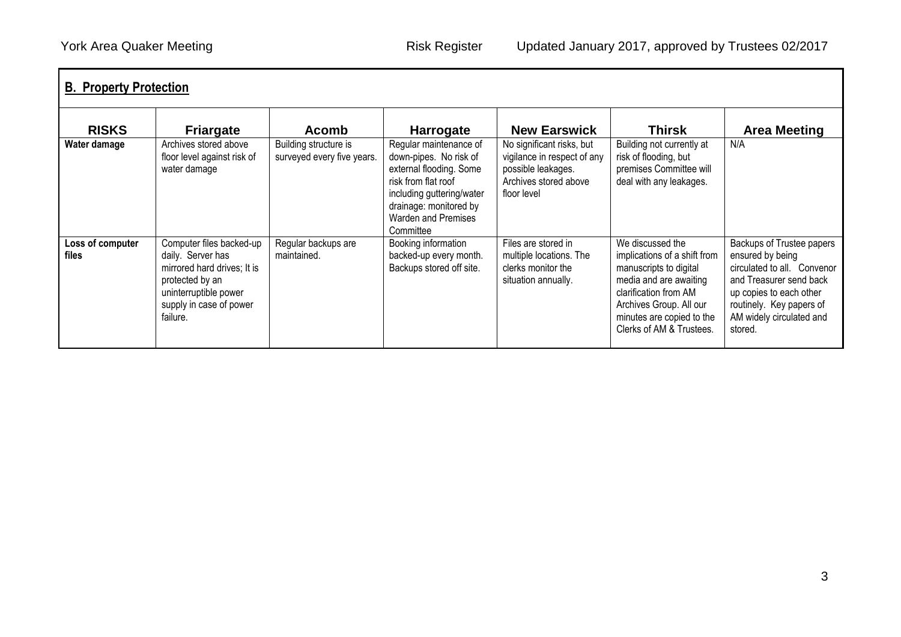## B. Property Protection

| RISKS | Friargate | Acomb | Harrogate | New Earswick | Thirsk | Area Meeting |
|---|---|---|---|---|---|---|
| **Water damage** | Archives stored above floor level against risk of water damage | Building structure is surveyed every five years. | Regular maintenance of down-pipes. No risk of external flooding. Some risk from flat roof including guttering/water drainage: monitored by Warden and Premises Committee | No significant risks, but vigilance in respect of any possible leakages. Archives stored above floor level | Building not currently at risk of flooding, but premises Committee will deal with any leakages. | N/A |
| **Loss of computer files** | Computer files backed-up daily. Server has mirrored hard drives; It is protected by an uninterruptible power supply in case of power failure. | Regular backups are maintained. | Booking information backed-up every month. Backups stored off site. | Files are stored in multiple locations. The clerks monitor the situation annually. | We discussed the implications of a shift from manuscripts to digital media and are awaiting clarification from AM Archives Group. All our minutes are copied to the Clerks of AM & Trustees. | Backups of Trustee papers ensured by being circulated to all. Convenor and Treasurer send back up copies to each other routinely. Key papers of AM widely circulated and stored. |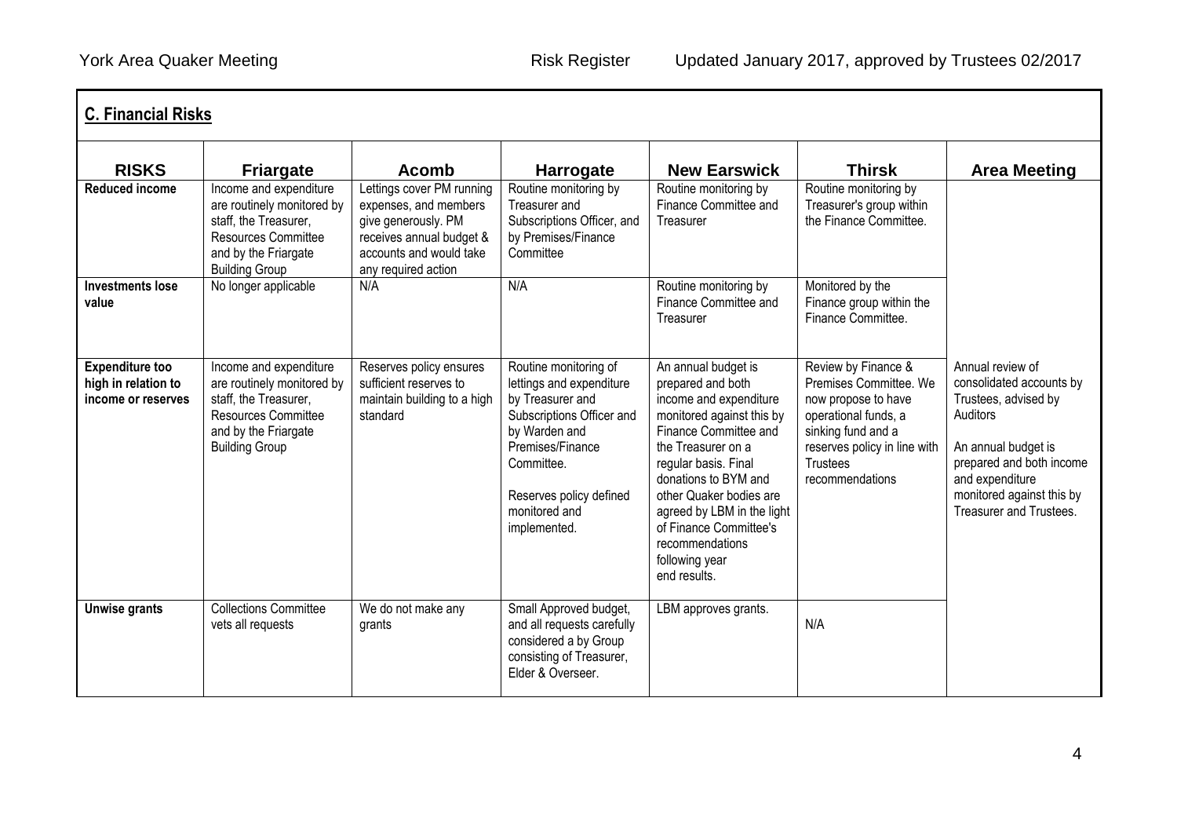## C. Financial Risks

| RISKS | Friargate | Acomb | Harrogate | New Earswick | Thirsk | Area Meeting |
|---|---|---|---|---|---|---|
| **Reduced income** | Income and expenditure are routinely monitored by staff, the Treasurer, Resources Committee and by the Friargate Building Group | Lettings cover PM running expenses, and members give generously. PM receives annual budget & accounts and would take any required action | Routine monitoring by Treasurer and Subscriptions Officer, and by Premises/Finance Committee | Routine monitoring by Finance Committee and Treasurer | Routine monitoring by Treasurer's group within the Finance Committee. | |
| **Investments lose value** | No longer applicable | N/A | N/A | Routine monitoring by Finance Committee and Treasurer | Monitored by the Finance group within the Finance Committee. | |
| **Expenditure too high in relation to income or reserves** | Income and expenditure are routinely monitored by staff, the Treasurer, Resources Committee and by the Friargate Building Group | Reserves policy ensures sufficient reserves to maintain building to a high standard | Routine monitoring of lettings and expenditure by Treasurer and Subscriptions Officer and by Warden and Premises/Finance Committee.<br><br>Reserves policy defined monitored and implemented. | An annual budget is prepared and both income and expenditure monitored against this by Finance Committee and the Treasurer on a regular basis. Final donations to BYM and other Quaker bodies are agreed by LBM in the light of Finance Committee's recommendations following year end results. | Review by Finance & Premises Committee. We now propose to have operational funds, a sinking fund and a reserves policy in line with Trustees recommendations | Annual review of consolidated accounts by Trustees, advised by Auditors<br><br>An annual budget is prepared and both income and expenditure monitored against this by Treasurer and Trustees. |
| **Unwise grants** | Collections Committee vets all requests | We do not make any grants | Small Approved budget, and all requests carefully considered a by Group consisting of Treasurer, Elder & Overseer. | LBM approves grants. | N/A | |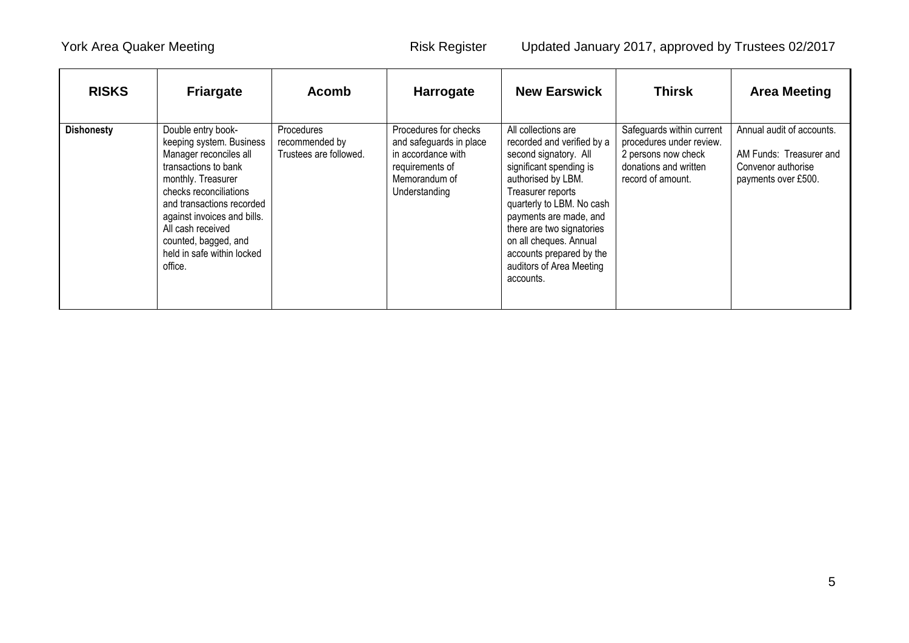| RISKS | Friargate | Acomb | Harrogate | New Earswick | Thirsk | Area Meeting |
|---|---|---|---|---|---|---|
| **Dishonesty** | Double entry book-keeping system. Business Manager reconciles all transactions to bank monthly. Treasurer checks reconciliations and transactions recorded against invoices and bills. All cash received counted, bagged, and held in safe within locked office. | Procedures recommended by Trustees are followed. | Procedures for checks and safeguards in place in accordance with requirements of Memorandum of Understanding | All collections are recorded and verified by a second signatory. All significant spending is authorised by LBM. Treasurer reports quarterly to LBM. No cash payments are made, and there are two signatories on all cheques. Annual accounts prepared by the auditors of Area Meeting accounts. | Safeguards within current procedures under review. 2 persons now check donations and written record of amount. | Annual audit of accounts. AM Funds: Treasurer and Convenor authorise payments over £500. |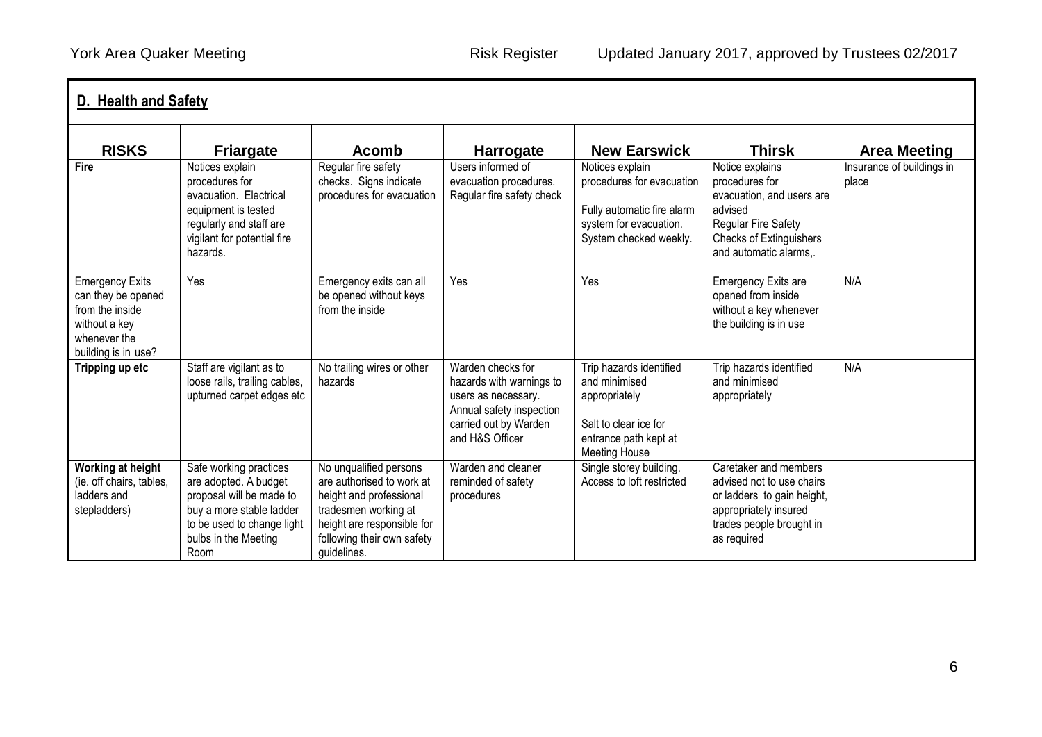## D. Health and Safety

| RISKS | Friargate | Acomb | Harrogate | New Earswick | Thirsk | Area Meeting |
|---|---|---|---|---|---|---|
| **Fire** | Notices explain procedures for evacuation. Electrical equipment is tested regularly and staff are vigilant for potential fire hazards. | Regular fire safety checks. Signs indicate procedures for evacuation | Users informed of evacuation procedures. Regular fire safety check | Notices explain procedures for evacuation<br><br>Fully automatic fire alarm system for evacuation. System checked weekly. | Notice explains procedures for evacuation, and users are advised<br>Regular Fire Safety Checks of Extinguishers and automatic alarms,. | Insurance of buildings in place |
| Emergency Exits can they be opened from the inside without a key whenever the building is in use? | Yes | Emergency exits can all be opened without keys from the inside | Yes | Yes | Emergency Exits are opened from inside without a key whenever the building is in use | N/A |
| **Tripping up etc** | Staff are vigilant as to loose rails, trailing cables, upturned carpet edges etc | No trailing wires or other hazards | Warden checks for hazards with warnings to users as necessary. Annual safety inspection carried out by Warden and H&S Officer | Trip hazards identified and minimised appropriately<br><br>Salt to clear ice for entrance path kept at Meeting House | Trip hazards identified and minimised appropriately | N/A |
| **Working at height** (ie. off chairs, tables, ladders and stepladders) | Safe working practices are adopted. A budget proposal will be made to buy a more stable ladder to be used to change light bulbs in the Meeting Room | No unqualified persons are authorised to work at height and professional tradesmen working at height are responsible for following their own safety guidelines. | Warden and cleaner reminded of safety procedures | Single storey building. Access to loft restricted | Caretaker and members advised not to use chairs or ladders to gain height, appropriately insured trades people brought in as required | |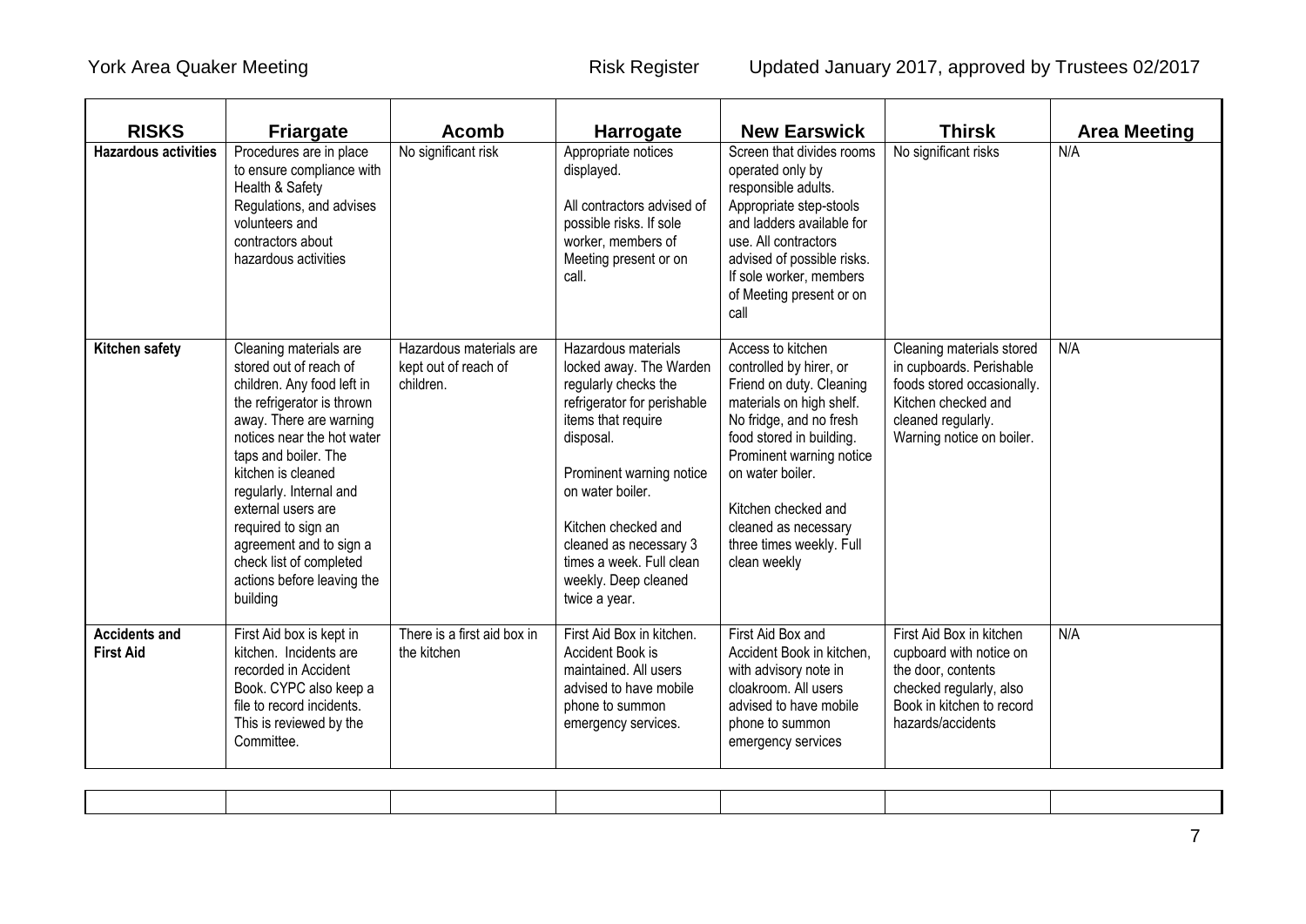| RISKS | Friargate | Acomb | Harrogate | New Earswick | Thirsk | Area Meeting |
|---|---|---|---|---|---|---|
| **Hazardous activities** | Procedures are in place to ensure compliance with Health & Safety Regulations, and advises volunteers and contractors about hazardous activities | No significant risk | Appropriate notices displayed.<br><br>All contractors advised of possible risks. If sole worker, members of Meeting present or on call. | Screen that divides rooms operated only by responsible adults. Appropriate step-stools and ladders available for use. All contractors advised of possible risks. If sole worker, members of Meeting present or on call | No significant risks | N/A |
| **Kitchen safety** | Cleaning materials are stored out of reach of children. Any food left in the refrigerator is thrown away. There are warning notices near the hot water taps and boiler. The kitchen is cleaned regularly. Internal and external users are required to sign an agreement and to sign a check list of completed actions before leaving the building | Hazardous materials are kept out of reach of children. | Hazardous materials locked away. The Warden regularly checks the refrigerator for perishable items that require disposal.<br><br>Prominent warning notice on water boiler.<br><br>Kitchen checked and cleaned as necessary 3 times a week. Full clean weekly. Deep cleaned twice a year. | Access to kitchen controlled by hirer, or Friend on duty. Cleaning materials on high shelf. No fridge, and no fresh food stored in building. Prominent warning notice on water boiler.<br><br>Kitchen checked and cleaned as necessary three times weekly. Full clean weekly | Cleaning materials stored in cupboards. Perishable foods stored occasionally. Kitchen checked and cleaned regularly. Warning notice on boiler. | N/A |
| **Accidents and First Aid** | First Aid box is kept in kitchen. Incidents are recorded in Accident Book. CYPC also keep a file to record incidents. This is reviewed by the Committee. | There is a first aid box in the kitchen | First Aid Box in kitchen. Accident Book is maintained. All users advised to have mobile phone to summon emergency services. | First Aid Box and Accident Book in kitchen, with advisory note in cloakroom. All users advised to have mobile phone to summon emergency services | First Aid Box in kitchen cupboard with notice on the door, contents checked regularly, also Book in kitchen to record hazards/accidents | N/A |
| | | | | | | |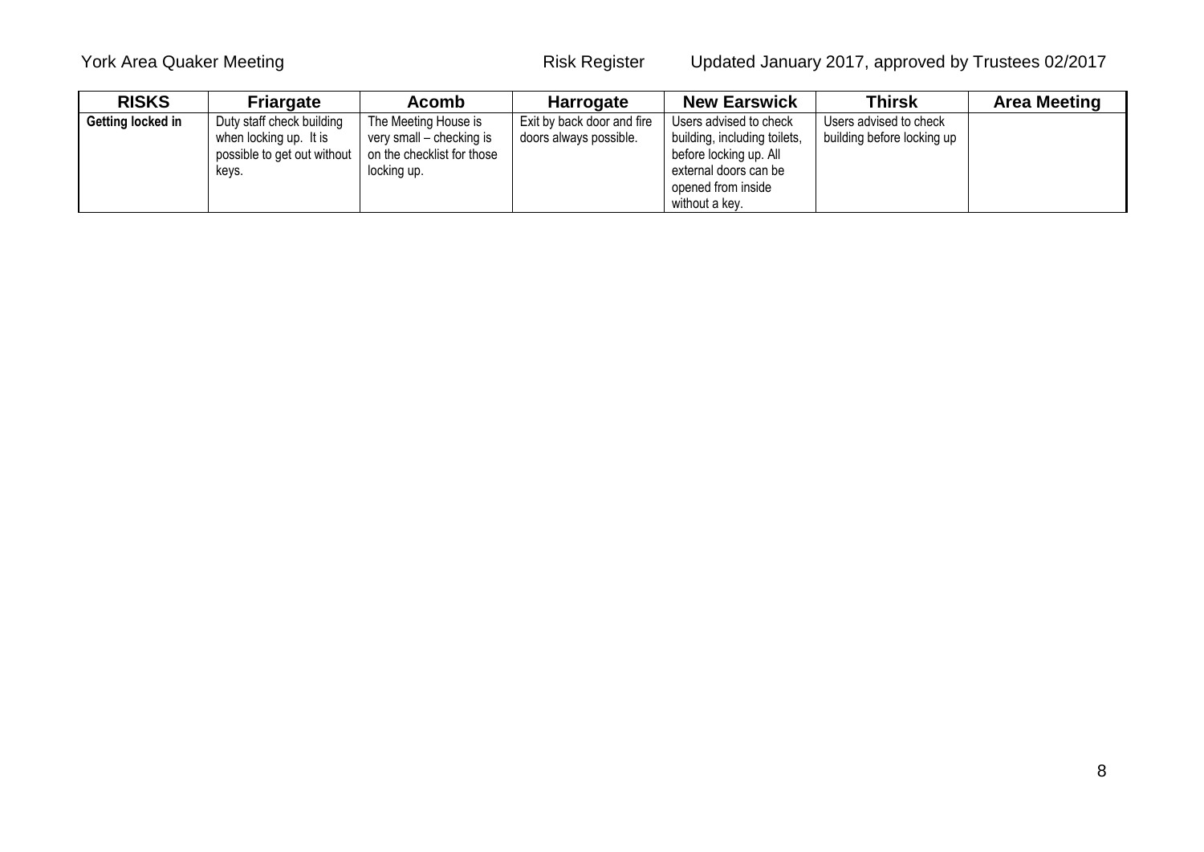| RISKS | Friargate | Acomb | Harrogate | New Earswick | Thirsk | Area Meeting |
|---|---|---|---|---|---|---|
| **Getting locked in** | Duty staff check building when locking up. It is possible to get out without keys. | The Meeting House is very small – checking is on the checklist for those locking up. | Exit by back door and fire doors always possible. | Users advised to check building, including toilets, before locking up. All external doors can be opened from inside without a key. | Users advised to check building before locking up | |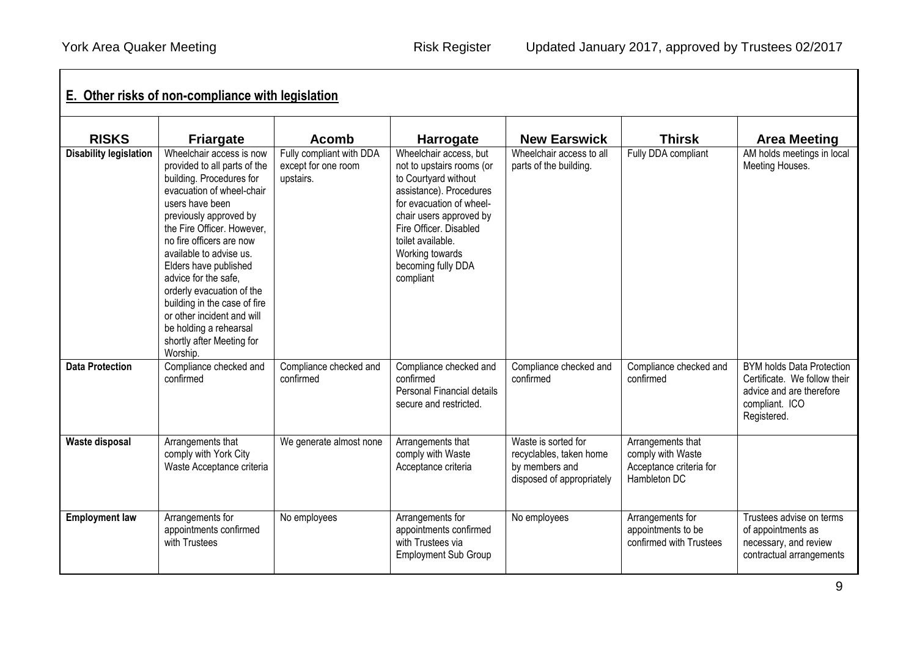## E. Other risks of non-compliance with legislation

| RISKS | Friargate | Acomb | Harrogate | New Earswick | Thirsk | Area Meeting |
|---|---|---|---|---|---|---|
| **Disability legislation** | Wheelchair access is now provided to all parts of the building. Procedures for evacuation of wheel-chair users have been previously approved by the Fire Officer. However, no fire officers are now available to advise us. Elders have published advice for the safe, orderly evacuation of the building in the case of fire or other incident and will be holding a rehearsal shortly after Meeting for Worship. | Fully compliant with DDA except for one room upstairs. | Wheelchair access, but not to upstairs rooms (or to Courtyard without assistance). Procedures for evacuation of wheel-chair users approved by Fire Officer. Disabled toilet available. Working towards becoming fully DDA compliant | Wheelchair access to all parts of the building. | Fully DDA compliant | AM holds meetings in local Meeting Houses. |
| **Data Protection** | Compliance checked and confirmed | Compliance checked and confirmed | Compliance checked and confirmed Personal Financial details secure and restricted. | Compliance checked and confirmed | Compliance checked and confirmed | BYM holds Data Protection Certificate. We follow their advice and are therefore compliant. ICO Registered. |
| **Waste disposal** | Arrangements that comply with York City Waste Acceptance criteria | We generate almost none | Arrangements that comply with Waste Acceptance criteria | Waste is sorted for recyclables, taken home by members and disposed of appropriately | Arrangements that comply with Waste Acceptance criteria for Hambleton DC | |
| **Employment law** | Arrangements for appointments confirmed with Trustees | No employees | Arrangements for appointments confirmed with Trustees via Employment Sub Group | No employees | Arrangements for appointments to be confirmed with Trustees | Trustees advise on terms of appointments as necessary, and review contractual arrangements |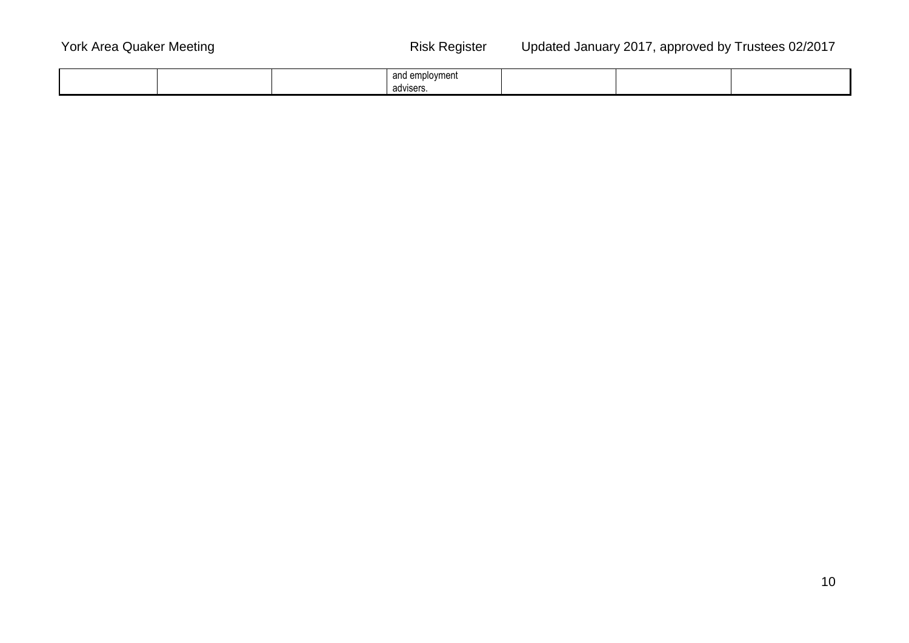| | | | | | | |
|---|---|---|---|---|---|---|
| | | | and employment advisers. | | | |